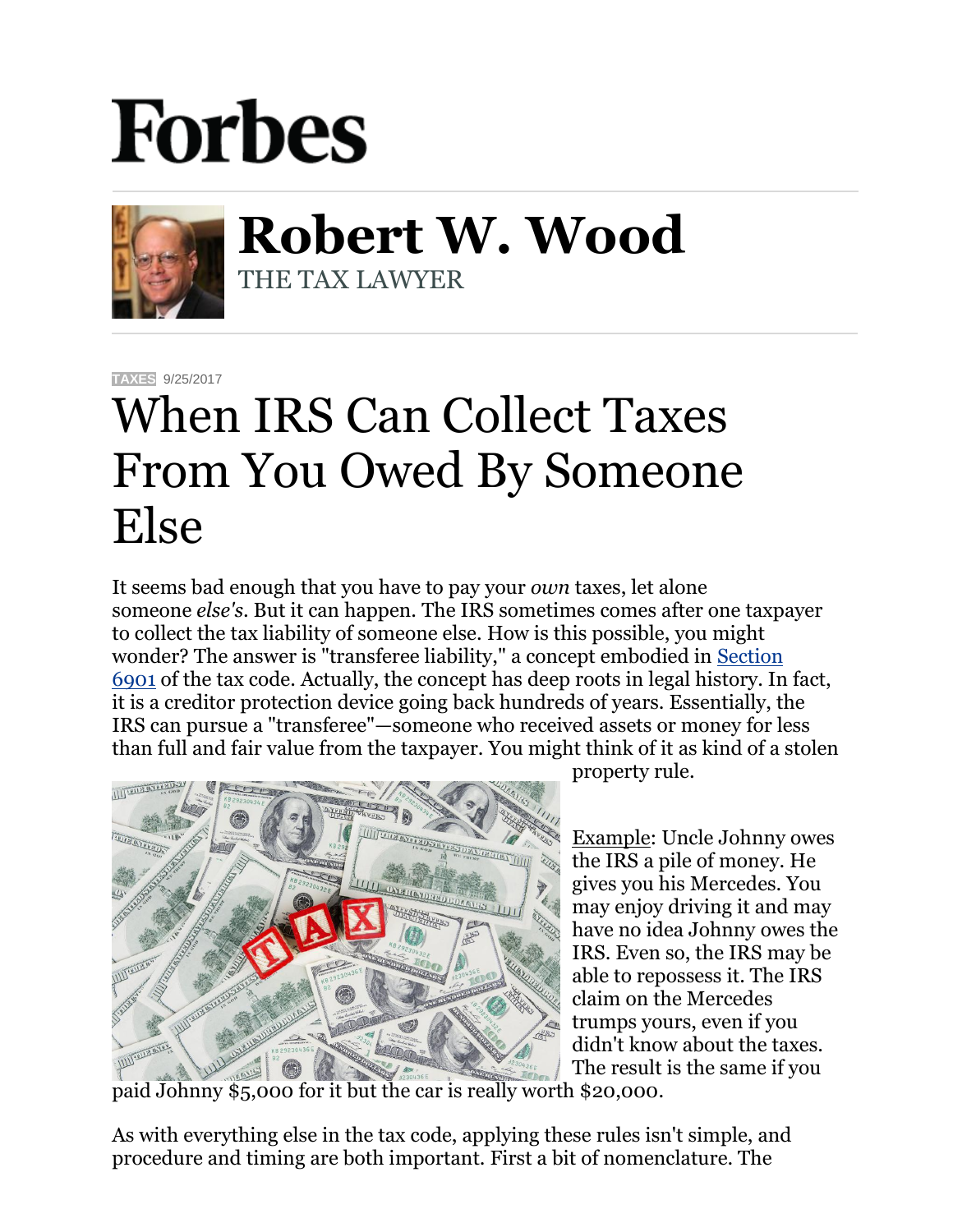# Forbes

**Robert W. Wood**
THE TAX LAWYER

TAXES 9/25/2017

# When IRS Can Collect Taxes From You Owed By Someone Else

It seems bad enough that you have to pay your *own* taxes, let alone someone *else's*. But it can happen. The IRS sometimes comes after one taxpayer to collect the tax liability of someone else. How is this possible, you might wonder? The answer is "transferee liability," a concept embodied in [Section 6901](https://www.law.cornell.edu/uscode/text/26/6901) of the tax code. Actually, the concept has deep roots in legal history. In fact, it is a creditor protection device going back hundreds of years. Essentially, the IRS can pursue a "transferee"—someone who received assets or money for less than full and fair value from the taxpayer. You might think of it as kind of a stolen property rule.

Example: Uncle Johnny owes the IRS a pile of money. He gives you his Mercedes. You may enjoy driving it and may have no idea Johnny owes the IRS. Even so, the IRS may be able to repossess it. The IRS claim on the Mercedes trumps yours, even if you didn't know about the taxes. The result is the same if you paid Johnny $5,000 for it but the car is really worth $20,000.

As with everything else in the tax code, applying these rules isn't simple, and procedure and timing are both important. First a bit of nomenclature. The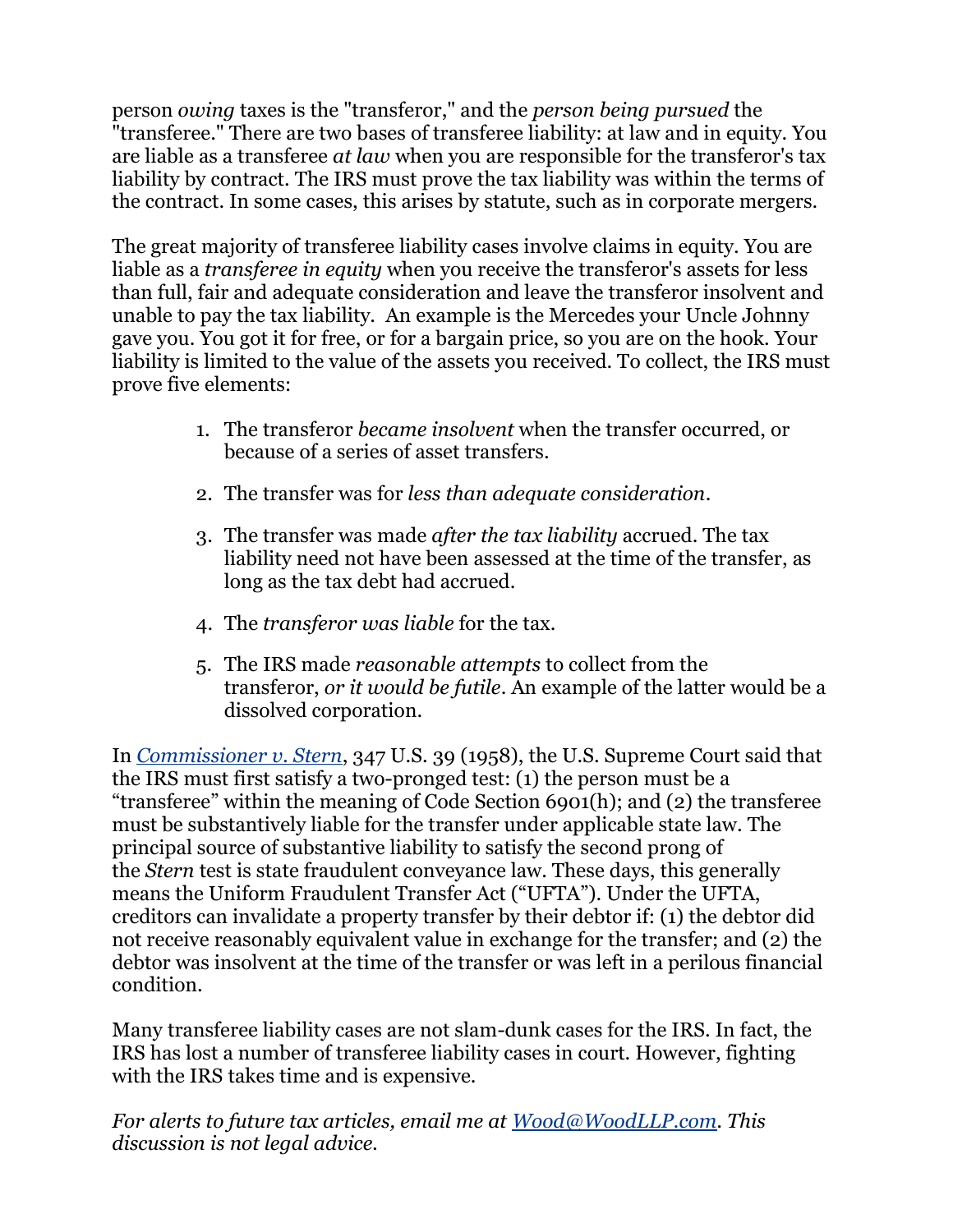person *owing* taxes is the "transferor," and the *person being pursued* the "transferee." There are two bases of transferee liability: at law and in equity. You are liable as a transferee *at law* when you are responsible for the transferor's tax liability by contract. The IRS must prove the tax liability was within the terms of the contract. In some cases, this arises by statute, such as in corporate mergers.

The great majority of transferee liability cases involve claims in equity. You are liable as a *transferee in equity* when you receive the transferor's assets for less than full, fair and adequate consideration and leave the transferor insolvent and unable to pay the tax liability. An example is the Mercedes your Uncle Johnny gave you. You got it for free, or for a bargain price, so you are on the hook. Your liability is limited to the value of the assets you received. To collect, the IRS must prove five elements:

1. The transferor *became insolvent* when the transfer occurred, or because of a series of asset transfers.
2. The transfer was for *less than adequate consideration*.
3. The transfer was made *after the tax liability* accrued. The tax liability need not have been assessed at the time of the transfer, as long as the tax debt had accrued.
4. The *transferor was liable* for the tax.
5. The IRS made *reasonable attempts* to collect from the transferor, *or it would be futile*. An example of the latter would be a dissolved corporation.

In [*Commissioner v. Stern*](), 347 U.S. 39 (1958), the U.S. Supreme Court said that the IRS must first satisfy a two-pronged test: (1) the person must be a "transferee" within the meaning of Code Section 6901(h); and (2) the transferee must be substantively liable for the transfer under applicable state law. The principal source of substantive liability to satisfy the second prong of the *Stern* test is state fraudulent conveyance law. These days, this generally means the Uniform Fraudulent Transfer Act ("UFTA"). Under the UFTA, creditors can invalidate a property transfer by their debtor if: (1) the debtor did not receive reasonably equivalent value in exchange for the transfer; and (2) the debtor was insolvent at the time of the transfer or was left in a perilous financial condition.

Many transferee liability cases are not slam-dunk cases for the IRS. In fact, the IRS has lost a number of transferee liability cases in court. However, fighting with the IRS takes time and is expensive.

*For alerts to future tax articles, email me at [Wood@WoodLLP.com](mailto:Wood@WoodLLP.com). This discussion is not legal advice.*